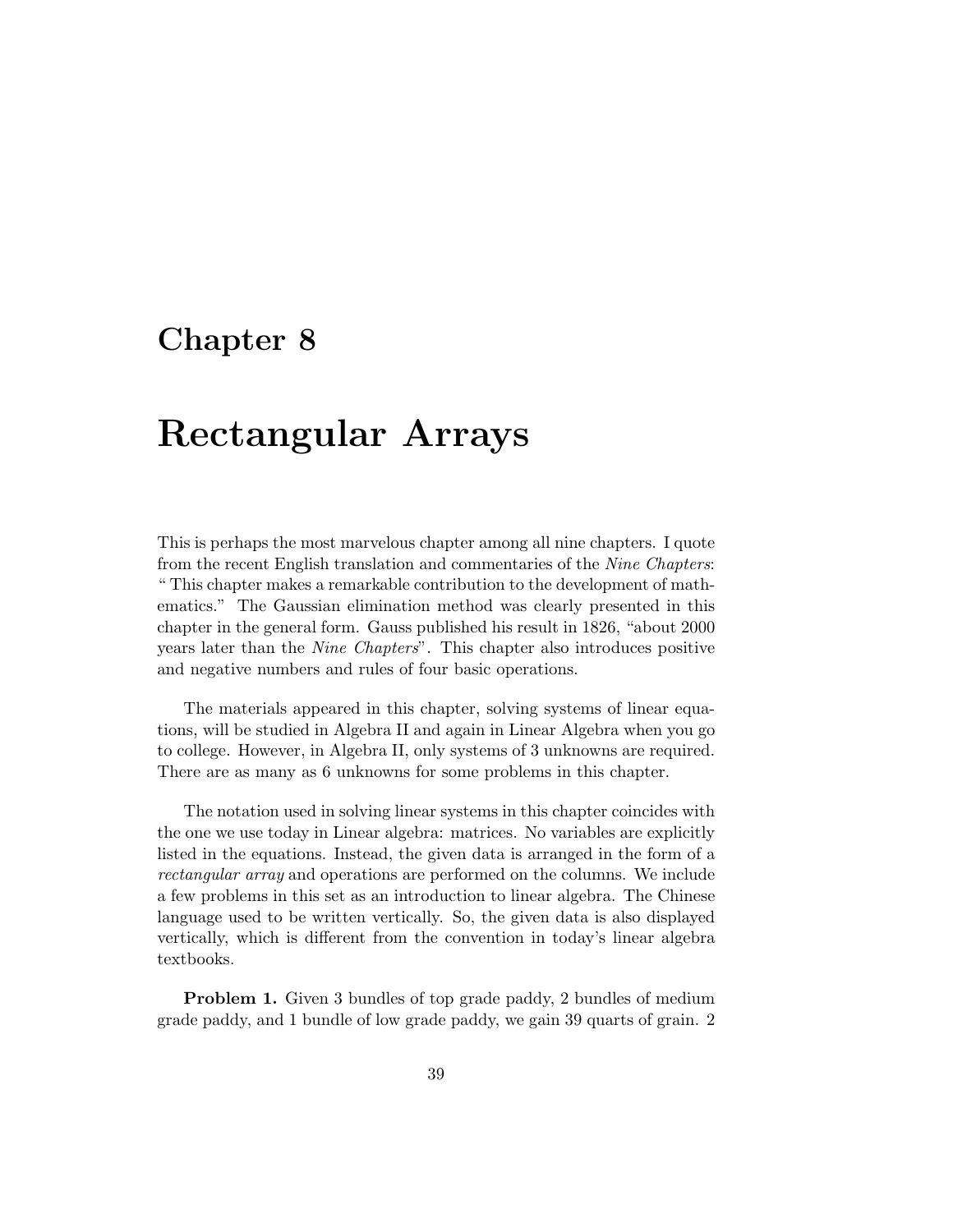# Chapter 8

# Rectangular Arrays

This is perhaps the most marvelous chapter among all nine chapters. I quote from the recent English translation and commentaries of the *Nine Chapters*: " This chapter makes a remarkable contribution to the development of mathematics." The Gaussian elimination method was clearly presented in this chapter in the general form. Gauss published his result in 1826, "about 2000 years later than the *Nine Chapters*". This chapter also introduces positive and negative numbers and rules of four basic operations.

The materials appeared in this chapter, solving systems of linear equations, will be studied in Algebra II and again in Linear Algebra when you go to college. However, in Algebra II, only systems of 3 unknowns are required. There are as many as 6 unknowns for some problems in this chapter.

The notation used in solving linear systems in this chapter coincides with the one we use today in Linear algebra: matrices. No variables are explicitly listed in the equations. Instead, the given data is arranged in the form of a *rectangular array* and operations are performed on the columns. We include a few problems in this set as an introduction to linear algebra. The Chinese language used to be written vertically. So, the given data is also displayed vertically, which is different from the convention in today's linear algebra textbooks.

**Problem 1.** Given 3 bundles of top grade paddy, 2 bundles of medium grade paddy, and 1 bundle of low grade paddy, we gain 39 quarts of grain. 2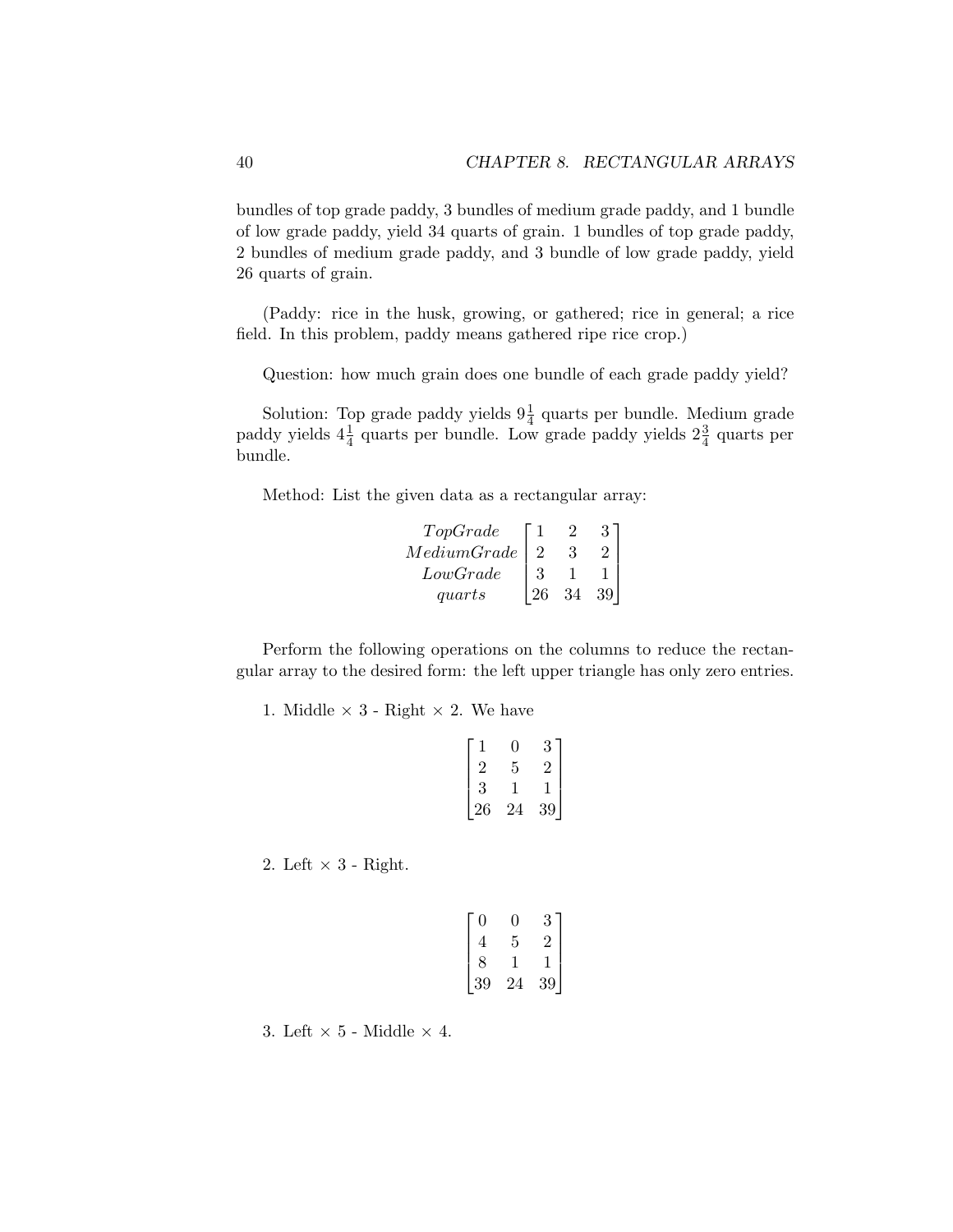bundles of top grade paddy, 3 bundles of medium grade paddy, and 1 bundle of low grade paddy, yield 34 quarts of grain. 1 bundles of top grade paddy, 2 bundles of medium grade paddy, and 3 bundle of low grade paddy, yield 26 quarts of grain.

(Paddy: rice in the husk, growing, or gathered; rice in general; a rice field. In this problem, paddy means gathered ripe rice crop.)

Question: how much grain does one bundle of each grade paddy yield?

Solution: Top grade paddy yields $9\frac{1}{4}$ quarts per bundle. Medium grade paddy yields $4\frac{1}{4}$ quarts per bundle. Low grade paddy yields $2\frac{3}{4}$ quarts per bundle.

Method: List the given data as a rectangular array:

$$\begin{array}{c} TopGrade \\ MediumGrade \\ LowGrade \\ quarts \end{array} \begin{bmatrix} 1 & 2 & 3 \\ 2 & 3 & 2 \\ 3 & 1 & 1 \\ 26 & 34 & 39 \end{bmatrix}$$

Perform the following operations on the columns to reduce the rectangular array to the desired form: the left upper triangle has only zero entries.

1. Middle $\times$ 3 - Right $\times$ 2. We have

$$\begin{bmatrix} 1 & 0 & 3 \\ 2 & 5 & 2 \\ 3 & 1 & 1 \\ 26 & 24 & 39 \end{bmatrix}$$

2. Left $\times$ 3 - Right.

$$\begin{bmatrix} 0 & 0 & 3 \\ 4 & 5 & 2 \\ 8 & 1 & 1 \\ 39 & 24 & 39 \end{bmatrix}$$

3. Left $\times$ 5 - Middle $\times$ 4.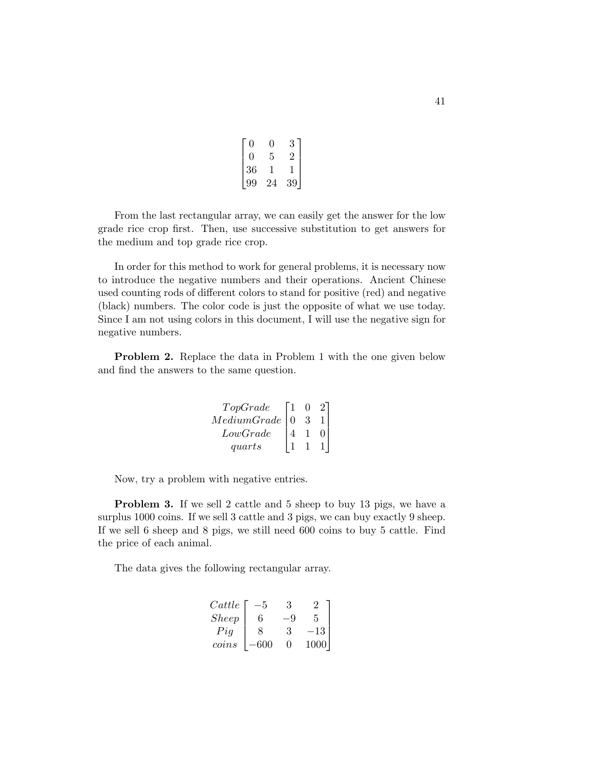$$\begin{bmatrix} 0 & 0 & 3 \\ 0 & 5 & 2 \\ 36 & 1 & 1 \\ 99 & 24 & 39 \end{bmatrix}$$

From the last rectangular array, we can easily get the answer for the low grade rice crop first. Then, use successive substitution to get answers for the medium and top grade rice crop.

In order for this method to work for general problems, it is necessary now to introduce the negative numbers and their operations. Ancient Chinese used counting rods of different colors to stand for positive (red) and negative (black) numbers. The color code is just the opposite of what we use today. Since I am not using colors in this document, I will use the negative sign for negative numbers.

**Problem 2.** Replace the data in Problem 1 with the one given below and find the answers to the same question.

$$\begin{matrix} TopGrade \\ MediumGrade \\ LowGrade \\ quarts \end{matrix} \begin{bmatrix} 1 & 0 & 2 \\ 0 & 3 & 1 \\ 4 & 1 & 0 \\ 1 & 1 & 1 \end{bmatrix}$$

Now, try a problem with negative entries.

**Problem 3.** If we sell 2 cattle and 5 sheep to buy 13 pigs, we have a surplus 1000 coins. If we sell 3 cattle and 3 pigs, we can buy exactly 9 sheep. If we sell 6 sheep and 8 pigs, we still need 600 coins to buy 5 cattle. Find the price of each animal.

The data gives the following rectangular array.

$$\begin{matrix} Cattle \\ Sheep \\ Pig \\ coins \end{matrix} \begin{bmatrix} -5 & 3 & 2 \\ 6 & -9 & 5 \\ 8 & 3 & -13 \\ -600 & 0 & 1000 \end{bmatrix}$$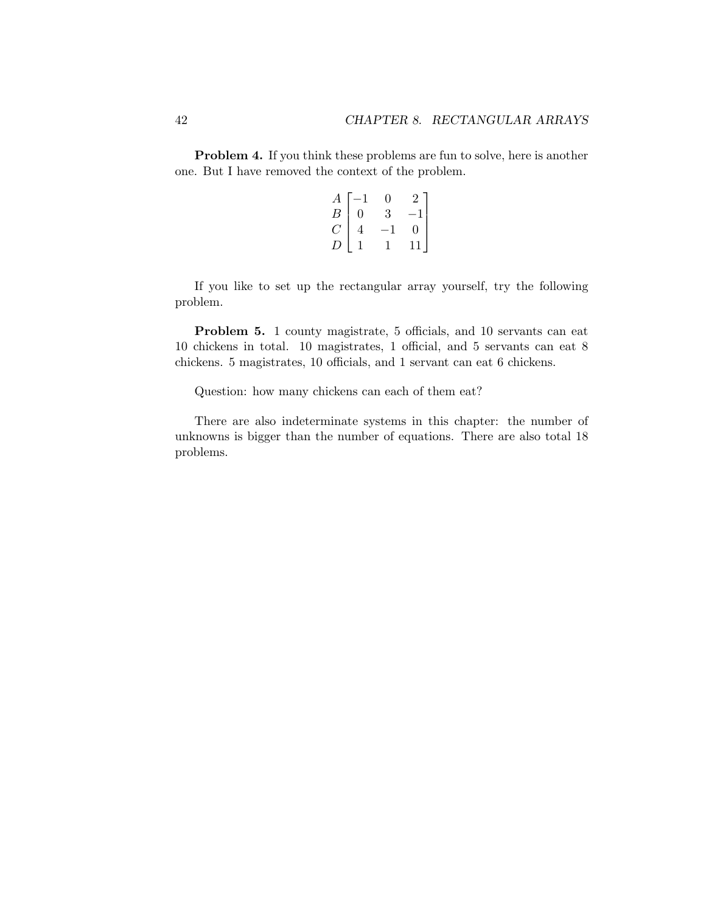**Problem 4.** If you think these problems are fun to solve, here is another one. But I have removed the context of the problem.

$$\begin{matrix} A \\ B \\ C \\ D \end{matrix} \begin{bmatrix} -1 & 0 & 2 \\ 0 & 3 & -1 \\ 4 & -1 & 0 \\ 1 & 1 & 11 \end{bmatrix}$$

If you like to set up the rectangular array yourself, try the following problem.

**Problem 5.** 1 county magistrate, 5 officials, and 10 servants can eat 10 chickens in total. 10 magistrates, 1 official, and 5 servants can eat 8 chickens. 5 magistrates, 10 officials, and 1 servant can eat 6 chickens.

Question: how many chickens can each of them eat?

There are also indeterminate systems in this chapter: the number of unknowns is bigger than the number of equations. There are also total 18 problems.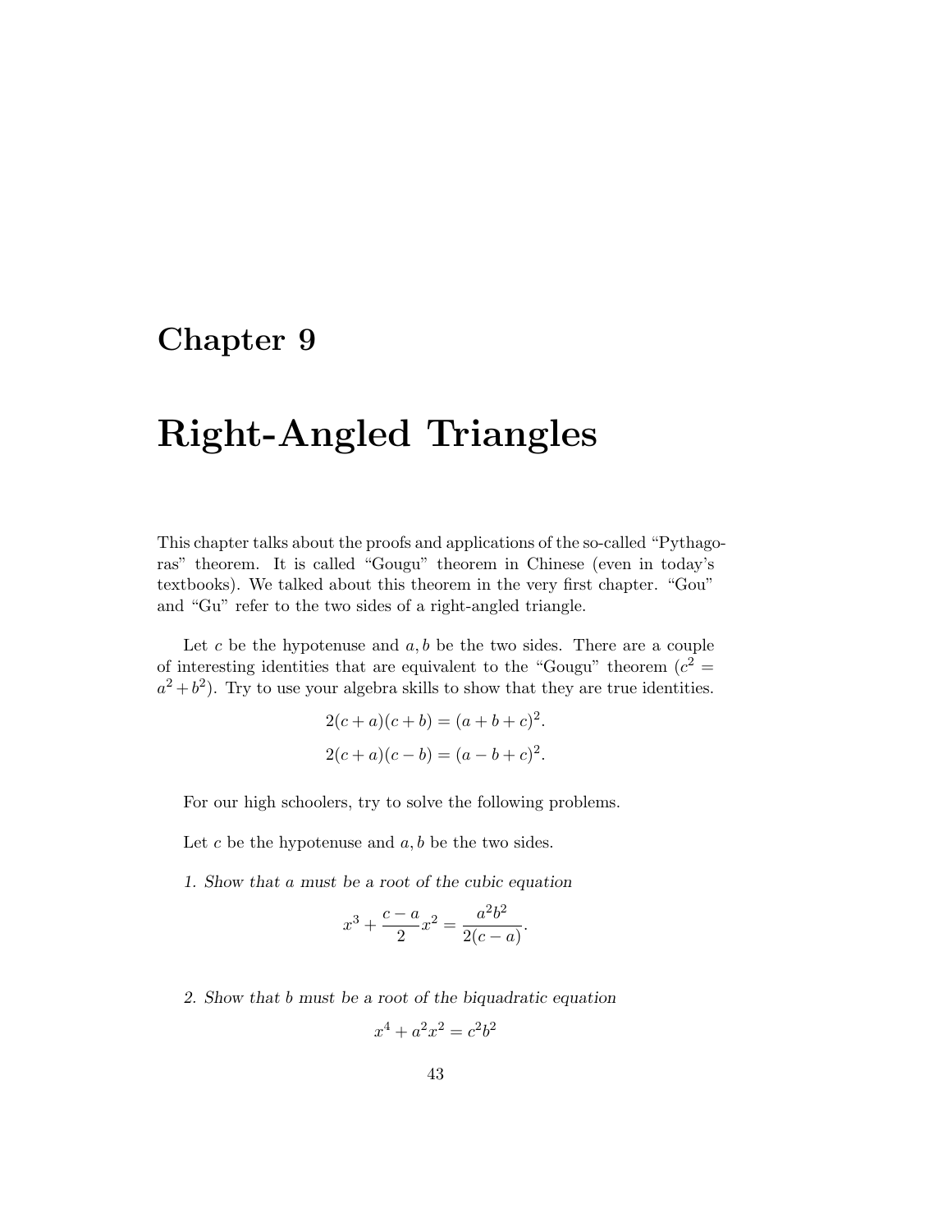# Chapter 9

# Right-Angled Triangles

This chapter talks about the proofs and applications of the so-called "Pythagoras" theorem. It is called "Gougu" theorem in Chinese (even in today's textbooks). We talked about this theorem in the very first chapter. "Gou" and "Gu" refer to the two sides of a right-angled triangle.

Let $c$ be the hypotenuse and $a, b$ be the two sides. There are a couple of interesting identities that are equivalent to the "Gougu" theorem ($c^2 = a^2 + b^2$). Try to use your algebra skills to show that they are true identities.

$$2(c+a)(c+b) = (a+b+c)^2.$$

$$2(c+a)(c-b) = (a-b+c)^2.$$

For our high schoolers, try to solve the following problems.

Let $c$ be the hypotenuse and $a, b$ be the two sides.

*1. Show that $a$ must be a root of the cubic equation*

$$x^3 + \frac{c-a}{2}x^2 = \frac{a^2b^2}{2(c-a)}.$$

*2. Show that $b$ must be a root of the biquadratic equation*

$$x^4 + a^2x^2 = c^2b^2$$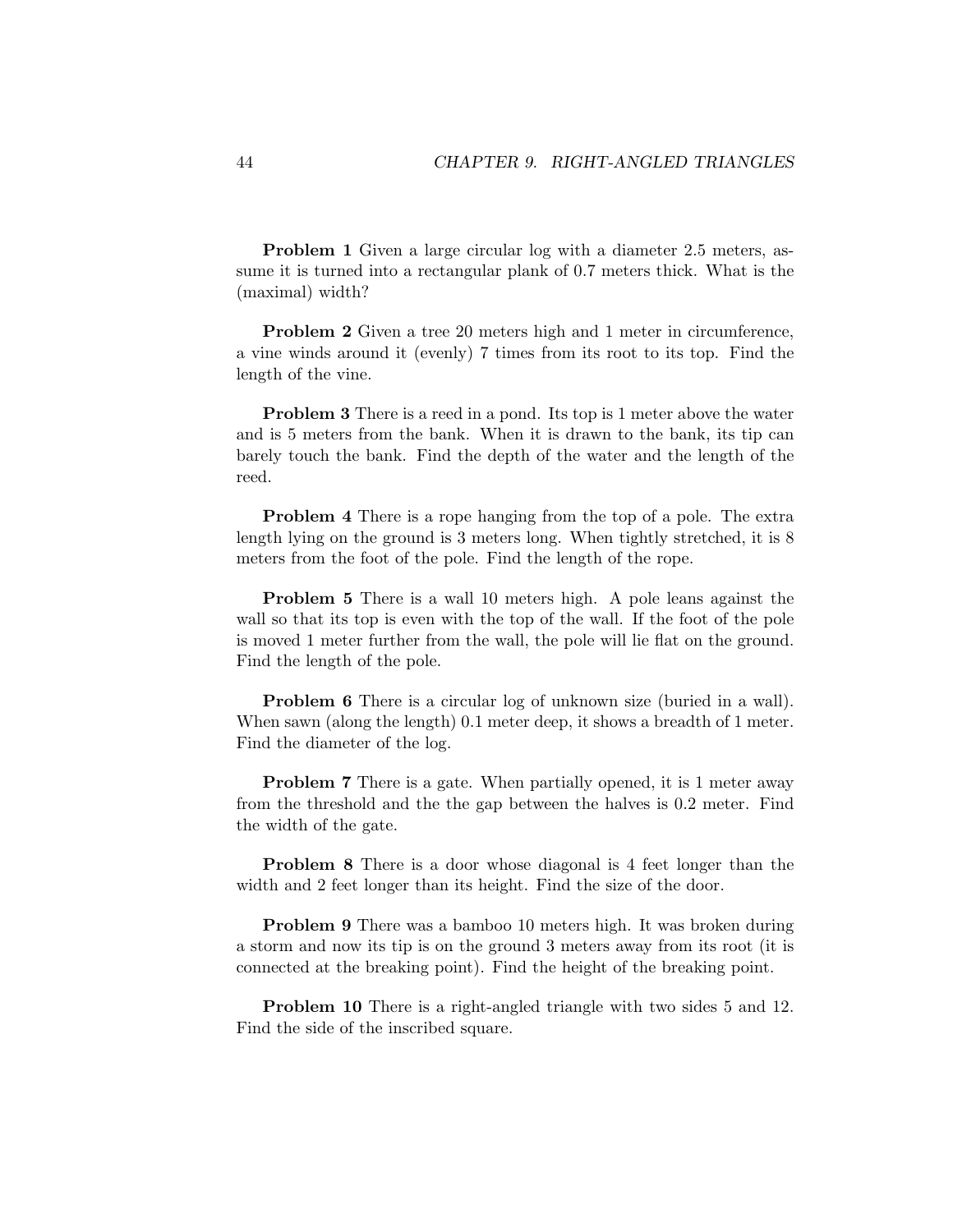**Problem 1** Given a large circular log with a diameter 2.5 meters, assume it is turned into a rectangular plank of 0.7 meters thick. What is the (maximal) width?

**Problem 2** Given a tree 20 meters high and 1 meter in circumference, a vine winds around it (evenly) 7 times from its root to its top. Find the length of the vine.

**Problem 3** There is a reed in a pond. Its top is 1 meter above the water and is 5 meters from the bank. When it is drawn to the bank, its tip can barely touch the bank. Find the depth of the water and the length of the reed.

**Problem 4** There is a rope hanging from the top of a pole. The extra length lying on the ground is 3 meters long. When tightly stretched, it is 8 meters from the foot of the pole. Find the length of the rope.

**Problem 5** There is a wall 10 meters high. A pole leans against the wall so that its top is even with the top of the wall. If the foot of the pole is moved 1 meter further from the wall, the pole will lie flat on the ground. Find the length of the pole.

**Problem 6** There is a circular log of unknown size (buried in a wall). When sawn (along the length) 0.1 meter deep, it shows a breadth of 1 meter. Find the diameter of the log.

**Problem 7** There is a gate. When partially opened, it is 1 meter away from the threshold and the the gap between the halves is 0.2 meter. Find the width of the gate.

**Problem 8** There is a door whose diagonal is 4 feet longer than the width and 2 feet longer than its height. Find the size of the door.

**Problem 9** There was a bamboo 10 meters high. It was broken during a storm and now its tip is on the ground 3 meters away from its root (it is connected at the breaking point). Find the height of the breaking point.

**Problem 10** There is a right-angled triangle with two sides 5 and 12. Find the side of the inscribed square.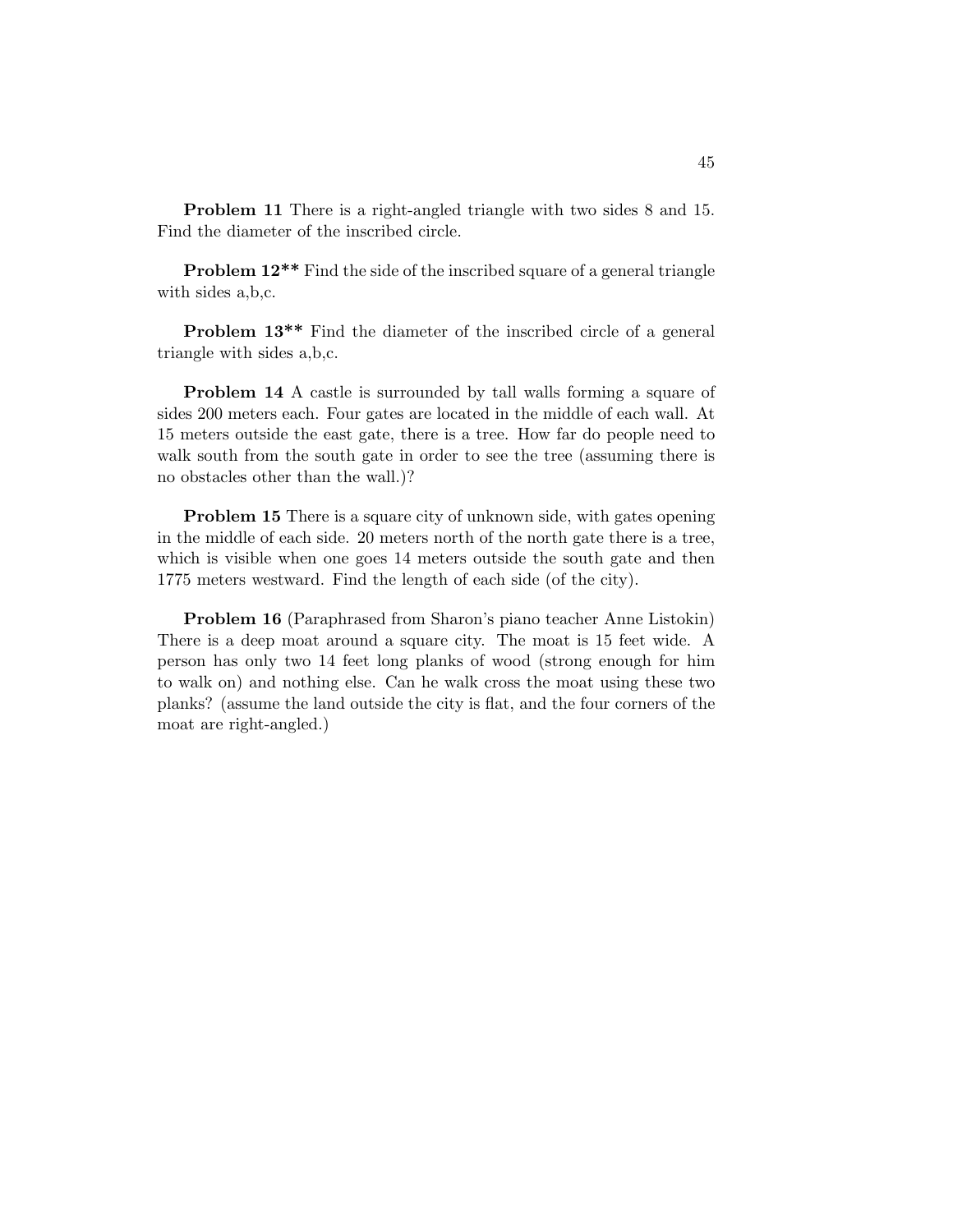**Problem 11** There is a right-angled triangle with two sides 8 and 15. Find the diameter of the inscribed circle.

**Problem 12**** Find the side of the inscribed square of a general triangle with sides a,b,c.

**Problem 13**** Find the diameter of the inscribed circle of a general triangle with sides a,b,c.

**Problem 14** A castle is surrounded by tall walls forming a square of sides 200 meters each. Four gates are located in the middle of each wall. At 15 meters outside the east gate, there is a tree. How far do people need to walk south from the south gate in order to see the tree (assuming there is no obstacles other than the wall.)?

**Problem 15** There is a square city of unknown side, with gates opening in the middle of each side. 20 meters north of the north gate there is a tree, which is visible when one goes 14 meters outside the south gate and then 1775 meters westward. Find the length of each side (of the city).

**Problem 16** (Paraphrased from Sharon's piano teacher Anne Listokin) There is a deep moat around a square city. The moat is 15 feet wide. A person has only two 14 feet long planks of wood (strong enough for him to walk on) and nothing else. Can he walk cross the moat using these two planks? (assume the land outside the city is flat, and the four corners of the moat are right-angled.)